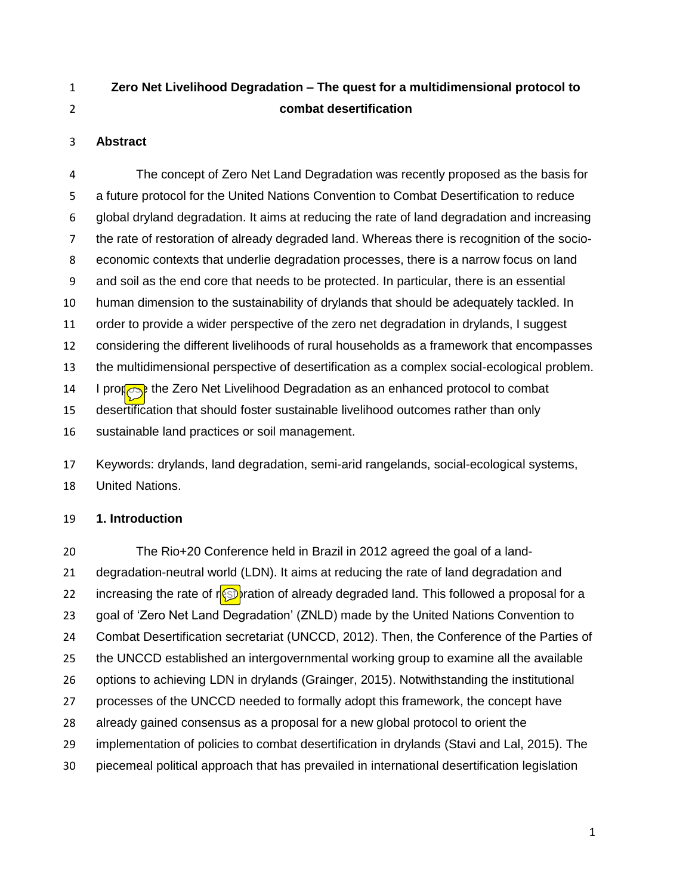# Zero Net Livelihood Degradation – The quest for a multidimensional protocol to combat desertification

## Abstract

The concept of Zero Net Land Degradation was recently proposed as the basis for a future protocol for the United Nations Convention to Combat Desertification to reduce global dryland degradation. It aims at reducing the rate of land degradation and increasing the rate of restoration of already degraded land. Whereas there is recognition of the socio-economic contexts that underlie degradation processes, there is a narrow focus on land and soil as the end core that needs to be protected. In particular, there is an essential human dimension to the sustainability of drylands that should be adequately tackled. In order to provide a wider perspective of the zero net degradation in drylands, I suggest considering the different livelihoods of rural households as a framework that encompasses the multidimensional perspective of desertification as a complex social-ecological problem. I propose the Zero Net Livelihood Degradation as an enhanced protocol to combat desertification that should foster sustainable livelihood outcomes rather than only sustainable land practices or soil management.

Keywords: drylands, land degradation, semi-arid rangelands, social-ecological systems, United Nations.

## 1. Introduction

The Rio+20 Conference held in Brazil in 2012 agreed the goal of a land-degradation-neutral world (LDN). It aims at reducing the rate of land degradation and increasing the rate of restoration of already degraded land. This followed a proposal for a goal of 'Zero Net Land Degradation' (ZNLD) made by the United Nations Convention to Combat Desertification secretariat (UNCCD, 2012). Then, the Conference of the Parties of the UNCCD established an intergovernmental working group to examine all the available options to achieving LDN in drylands (Grainger, 2015). Notwithstanding the institutional processes of the UNCCD needed to formally adopt this framework, the concept have already gained consensus as a proposal for a new global protocol to orient the implementation of policies to combat desertification in drylands (Stavi and Lal, 2015). The piecemeal political approach that has prevailed in international desertification legislation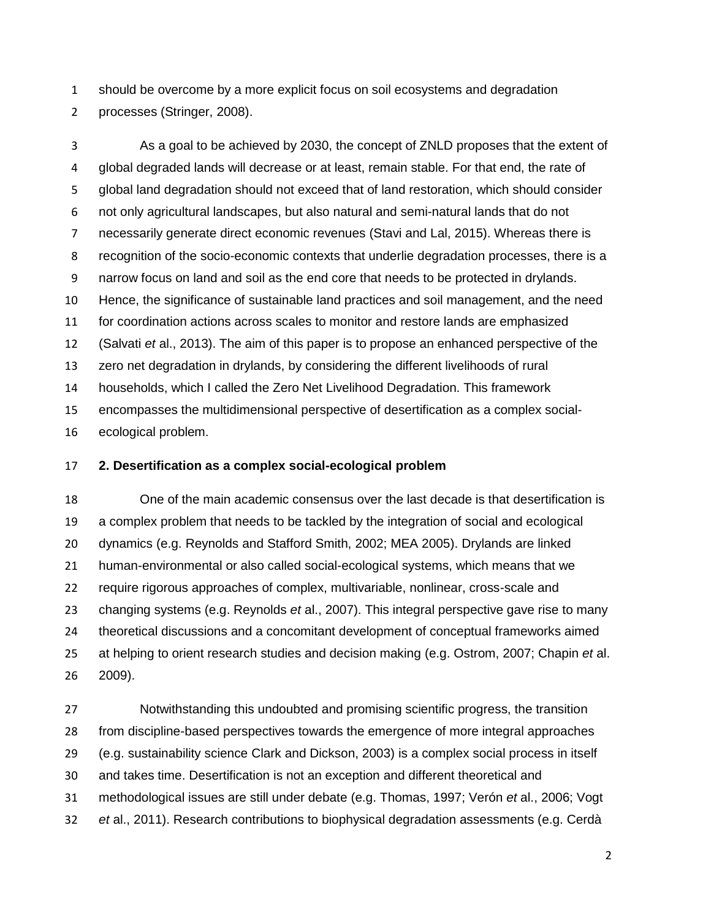should be overcome by a more explicit focus on soil ecosystems and degradation processes (Stringer, 2008).

As a goal to be achieved by 2030, the concept of ZNLD proposes that the extent of global degraded lands will decrease or at least, remain stable. For that end, the rate of global land degradation should not exceed that of land restoration, which should consider not only agricultural landscapes, but also natural and semi-natural lands that do not necessarily generate direct economic revenues (Stavi and Lal, 2015). Whereas there is recognition of the socio-economic contexts that underlie degradation processes, there is a narrow focus on land and soil as the end core that needs to be protected in drylands. Hence, the significance of sustainable land practices and soil management, and the need for coordination actions across scales to monitor and restore lands are emphasized (Salvati *et* al., 2013). The aim of this paper is to propose an enhanced perspective of the zero net degradation in drylands, by considering the different livelihoods of rural households, which I called the Zero Net Livelihood Degradation. This framework encompasses the multidimensional perspective of desertification as a complex social-ecological problem.

## 2. Desertification as a complex social-ecological problem

One of the main academic consensus over the last decade is that desertification is a complex problem that needs to be tackled by the integration of social and ecological dynamics (e.g. Reynolds and Stafford Smith, 2002; MEA 2005). Drylands are linked human-environmental or also called social-ecological systems, which means that we require rigorous approaches of complex, multivariable, nonlinear, cross-scale and changing systems (e.g. Reynolds *et* al., 2007). This integral perspective gave rise to many theoretical discussions and a concomitant development of conceptual frameworks aimed at helping to orient research studies and decision making (e.g. Ostrom, 2007; Chapin *et* al. 2009).

Notwithstanding this undoubted and promising scientific progress, the transition from discipline-based perspectives towards the emergence of more integral approaches (e.g. sustainability science Clark and Dickson, 2003) is a complex social process in itself and takes time. Desertification is not an exception and different theoretical and methodological issues are still under debate (e.g. Thomas, 1997; Verón *et* al., 2006; Vogt *et* al., 2011). Research contributions to biophysical degradation assessments (e.g. Cerdà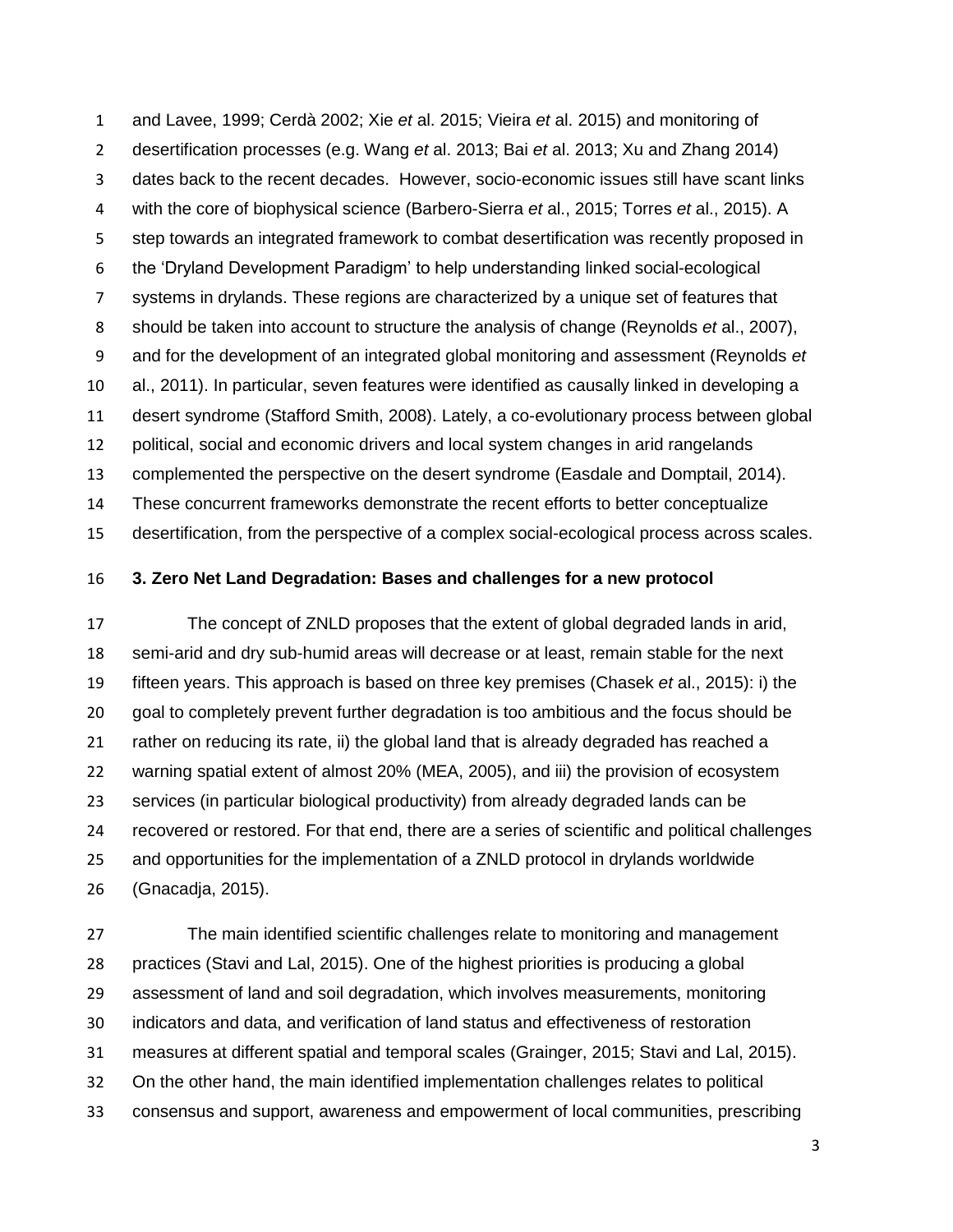and Lavee, 1999; Cerdà 2002; Xie *et* al. 2015; Vieira *et* al. 2015) and monitoring of desertification processes (e.g. Wang *et* al. 2013; Bai *et* al. 2013; Xu and Zhang 2014) dates back to the recent decades. However, socio-economic issues still have scant links with the core of biophysical science (Barbero-Sierra *et* al., 2015; Torres *et* al., 2015). A step towards an integrated framework to combat desertification was recently proposed in the 'Dryland Development Paradigm' to help understanding linked social-ecological systems in drylands. These regions are characterized by a unique set of features that should be taken into account to structure the analysis of change (Reynolds *et* al., 2007), and for the development of an integrated global monitoring and assessment (Reynolds *et* al., 2011). In particular, seven features were identified as causally linked in developing a desert syndrome (Stafford Smith, 2008). Lately, a co-evolutionary process between global political, social and economic drivers and local system changes in arid rangelands complemented the perspective on the desert syndrome (Easdale and Domptail, 2014). These concurrent frameworks demonstrate the recent efforts to better conceptualize desertification, from the perspective of a complex social-ecological process across scales.

## 3. Zero Net Land Degradation: Bases and challenges for a new protocol

The concept of ZNLD proposes that the extent of global degraded lands in arid, semi-arid and dry sub-humid areas will decrease or at least, remain stable for the next fifteen years. This approach is based on three key premises (Chasek *et* al., 2015): i) the goal to completely prevent further degradation is too ambitious and the focus should be rather on reducing its rate, ii) the global land that is already degraded has reached a warning spatial extent of almost 20% (MEA, 2005), and iii) the provision of ecosystem services (in particular biological productivity) from already degraded lands can be recovered or restored. For that end, there are a series of scientific and political challenges and opportunities for the implementation of a ZNLD protocol in drylands worldwide (Gnacadja, 2015).

The main identified scientific challenges relate to monitoring and management practices (Stavi and Lal, 2015). One of the highest priorities is producing a global assessment of land and soil degradation, which involves measurements, monitoring indicators and data, and verification of land status and effectiveness of restoration measures at different spatial and temporal scales (Grainger, 2015; Stavi and Lal, 2015). On the other hand, the main identified implementation challenges relates to political consensus and support, awareness and empowerment of local communities, prescribing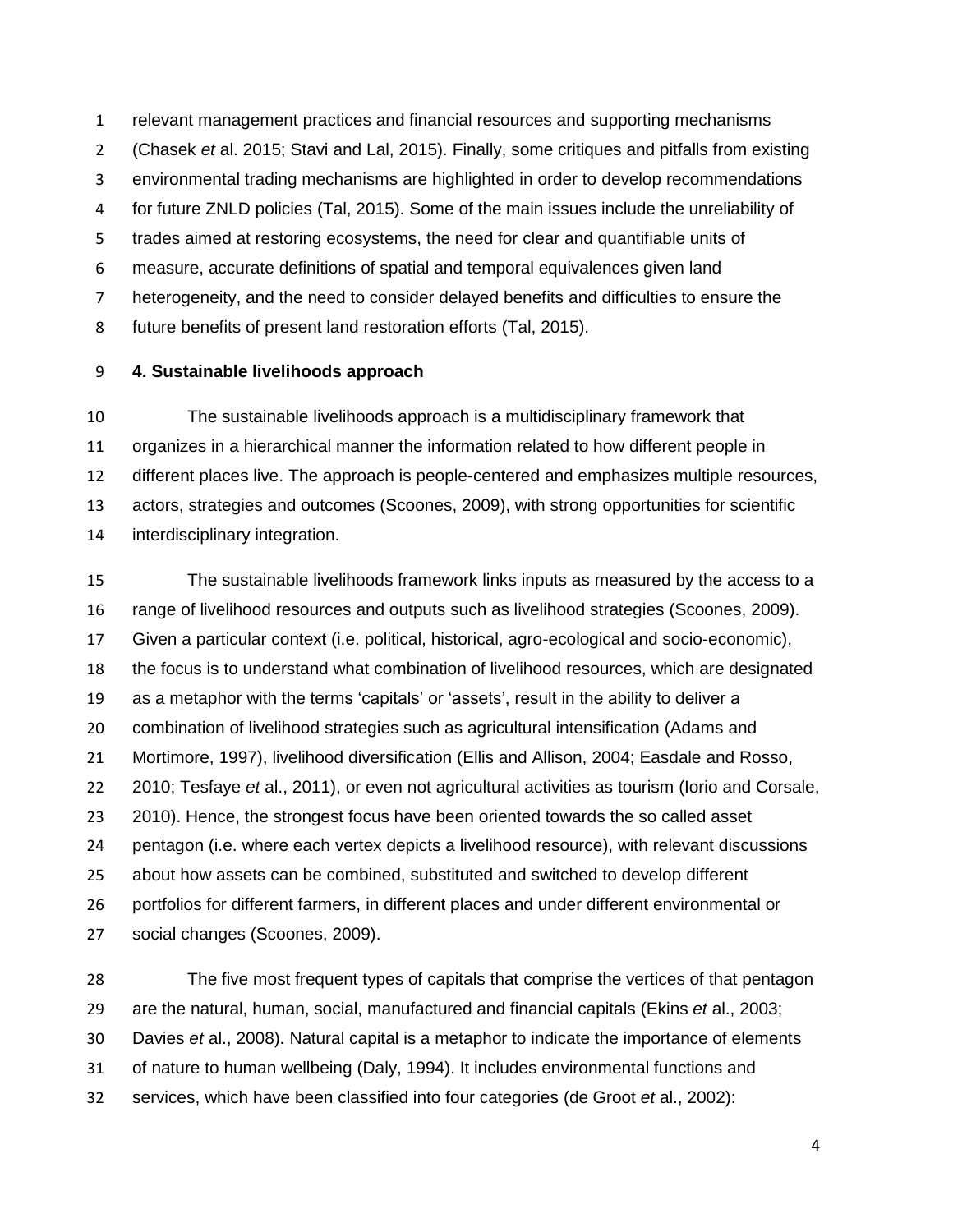relevant management practices and financial resources and supporting mechanisms (Chasek *et* al. 2015; Stavi and Lal, 2015). Finally, some critiques and pitfalls from existing environmental trading mechanisms are highlighted in order to develop recommendations for future ZNLD policies (Tal, 2015). Some of the main issues include the unreliability of trades aimed at restoring ecosystems, the need for clear and quantifiable units of measure, accurate definitions of spatial and temporal equivalences given land heterogeneity, and the need to consider delayed benefits and difficulties to ensure the future benefits of present land restoration efforts (Tal, 2015).

## 4. Sustainable livelihoods approach

The sustainable livelihoods approach is a multidisciplinary framework that organizes in a hierarchical manner the information related to how different people in different places live. The approach is people-centered and emphasizes multiple resources, actors, strategies and outcomes (Scoones, 2009), with strong opportunities for scientific interdisciplinary integration.

The sustainable livelihoods framework links inputs as measured by the access to a range of livelihood resources and outputs such as livelihood strategies (Scoones, 2009). Given a particular context (i.e. political, historical, agro-ecological and socio-economic), the focus is to understand what combination of livelihood resources, which are designated as a metaphor with the terms 'capitals' or 'assets', result in the ability to deliver a combination of livelihood strategies such as agricultural intensification (Adams and Mortimore, 1997), livelihood diversification (Ellis and Allison, 2004; Easdale and Rosso, 2010; Tesfaye *et* al., 2011), or even not agricultural activities as tourism (Iorio and Corsale, 2010). Hence, the strongest focus have been oriented towards the so called asset pentagon (i.e. where each vertex depicts a livelihood resource), with relevant discussions about how assets can be combined, substituted and switched to develop different portfolios for different farmers, in different places and under different environmental or social changes (Scoones, 2009).

The five most frequent types of capitals that comprise the vertices of that pentagon are the natural, human, social, manufactured and financial capitals (Ekins *et* al., 2003; Davies *et* al., 2008). Natural capital is a metaphor to indicate the importance of elements of nature to human wellbeing (Daly, 1994). It includes environmental functions and services, which have been classified into four categories (de Groot *et* al., 2002):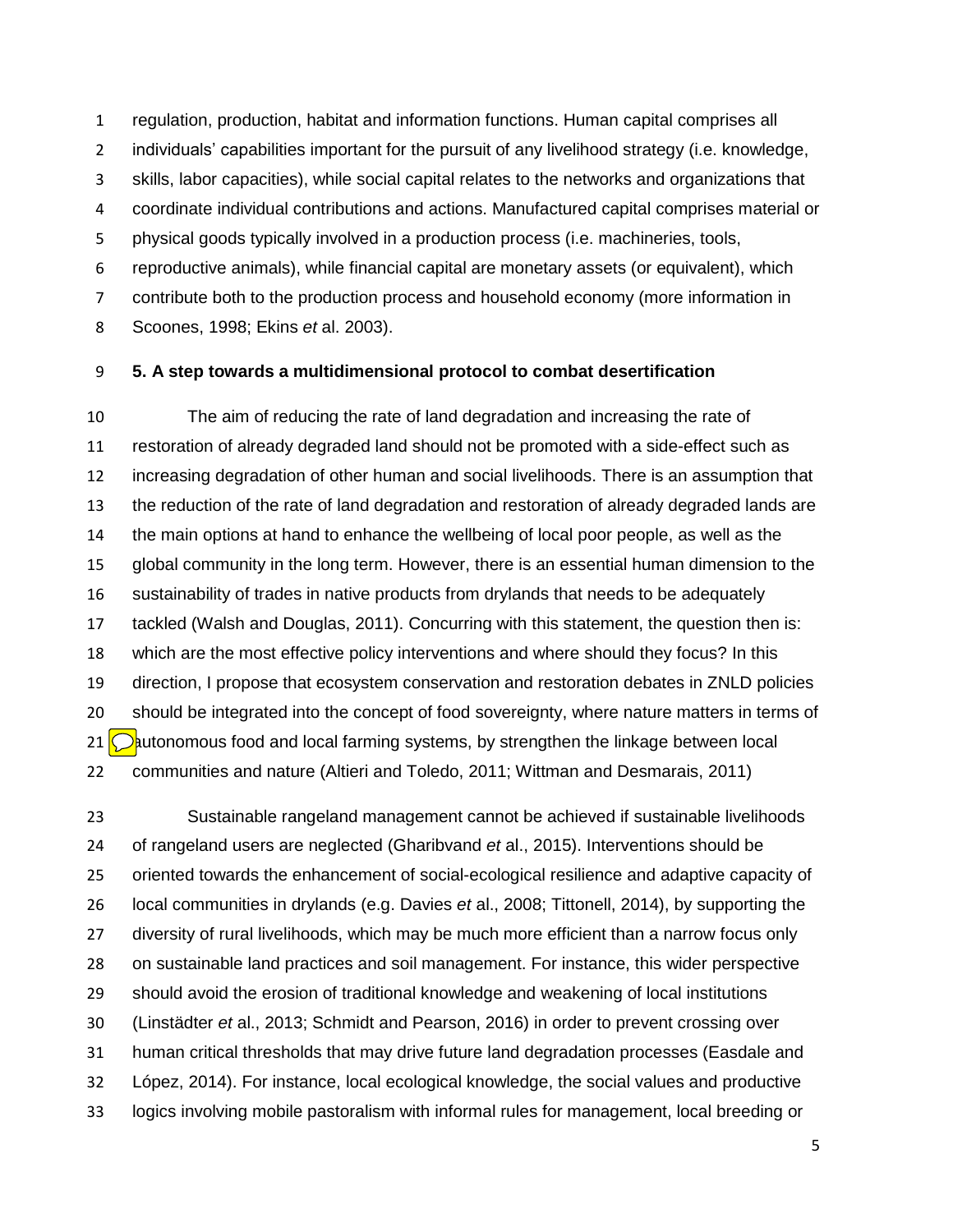regulation, production, habitat and information functions. Human capital comprises all individuals' capabilities important for the pursuit of any livelihood strategy (i.e. knowledge, skills, labor capacities), while social capital relates to the networks and organizations that coordinate individual contributions and actions. Manufactured capital comprises material or physical goods typically involved in a production process (i.e. machineries, tools, reproductive animals), while financial capital are monetary assets (or equivalent), which contribute both to the production process and household economy (more information in Scoones, 1998; Ekins *et* al. 2003).

## 5. A step towards a multidimensional protocol to combat desertification

The aim of reducing the rate of land degradation and increasing the rate of restoration of already degraded land should not be promoted with a side-effect such as increasing degradation of other human and social livelihoods. There is an assumption that the reduction of the rate of land degradation and restoration of already degraded lands are the main options at hand to enhance the wellbeing of local poor people, as well as the global community in the long term. However, there is an essential human dimension to the sustainability of trades in native products from drylands that needs to be adequately tackled (Walsh and Douglas, 2011). Concurring with this statement, the question then is: which are the most effective policy interventions and where should they focus? In this direction, I propose that ecosystem conservation and restoration debates in ZNLD policies should be integrated into the concept of food sovereignty, where nature matters in terms of autonomous food and local farming systems, by strengthen the linkage between local communities and nature (Altieri and Toledo, 2011; Wittman and Desmarais, 2011)

Sustainable rangeland management cannot be achieved if sustainable livelihoods of rangeland users are neglected (Gharibvand *et* al., 2015). Interventions should be oriented towards the enhancement of social-ecological resilience and adaptive capacity of local communities in drylands (e.g. Davies *et* al., 2008; Tittonell, 2014), by supporting the diversity of rural livelihoods, which may be much more efficient than a narrow focus only on sustainable land practices and soil management. For instance, this wider perspective should avoid the erosion of traditional knowledge and weakening of local institutions (Linstädter *et* al., 2013; Schmidt and Pearson, 2016) in order to prevent crossing over human critical thresholds that may drive future land degradation processes (Easdale and López, 2014). For instance, local ecological knowledge, the social values and productive logics involving mobile pastoralism with informal rules for management, local breeding or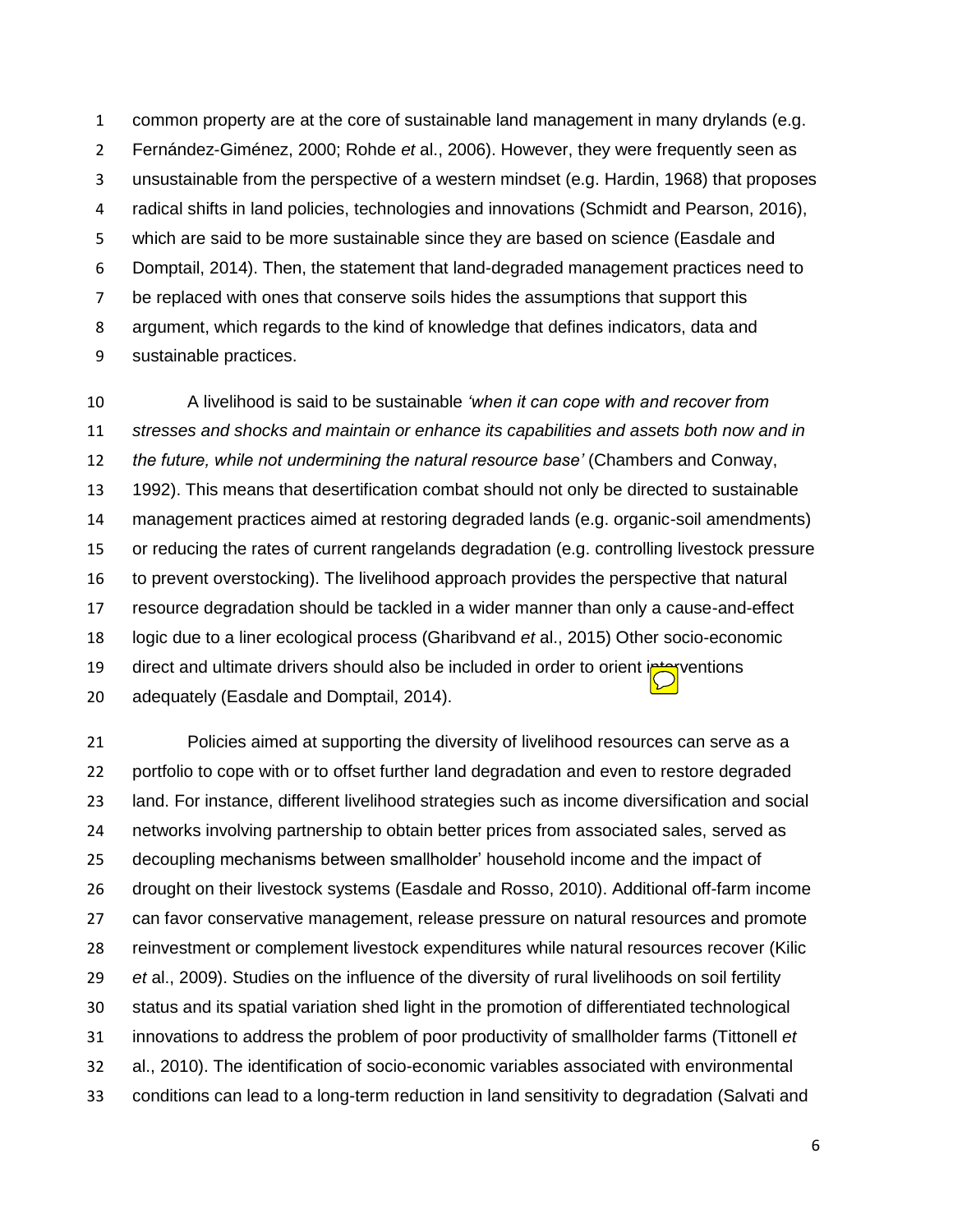common property are at the core of sustainable land management in many drylands (e.g. Fernández-Giménez, 2000; Rohde *et* al., 2006). However, they were frequently seen as unsustainable from the perspective of a western mindset (e.g. Hardin, 1968) that proposes radical shifts in land policies, technologies and innovations (Schmidt and Pearson, 2016), which are said to be more sustainable since they are based on science (Easdale and Domptail, 2014). Then, the statement that land-degraded management practices need to be replaced with ones that conserve soils hides the assumptions that support this argument, which regards to the kind of knowledge that defines indicators, data and sustainable practices.

A livelihood is said to be sustainable *'when it can cope with and recover from stresses and shocks and maintain or enhance its capabilities and assets both now and in the future, while not undermining the natural resource base'* (Chambers and Conway, 1992). This means that desertification combat should not only be directed to sustainable management practices aimed at restoring degraded lands (e.g. organic-soil amendments) or reducing the rates of current rangelands degradation (e.g. controlling livestock pressure to prevent overstocking). The livelihood approach provides the perspective that natural resource degradation should be tackled in a wider manner than only a cause-and-effect logic due to a liner ecological process (Gharibvand *et* al., 2015) Other socio-economic direct and ultimate drivers should also be included in order to orient interventions adequately (Easdale and Domptail, 2014).

Policies aimed at supporting the diversity of livelihood resources can serve as a portfolio to cope with or to offset further land degradation and even to restore degraded land. For instance, different livelihood strategies such as income diversification and social networks involving partnership to obtain better prices from associated sales, served as decoupling mechanisms between smallholder' household income and the impact of drought on their livestock systems (Easdale and Rosso, 2010). Additional off-farm income can favor conservative management, release pressure on natural resources and promote reinvestment or complement livestock expenditures while natural resources recover (Kilic *et* al., 2009). Studies on the influence of the diversity of rural livelihoods on soil fertility status and its spatial variation shed light in the promotion of differentiated technological innovations to address the problem of poor productivity of smallholder farms (Tittonell *et* al., 2010). The identification of socio-economic variables associated with environmental conditions can lead to a long-term reduction in land sensitivity to degradation (Salvati and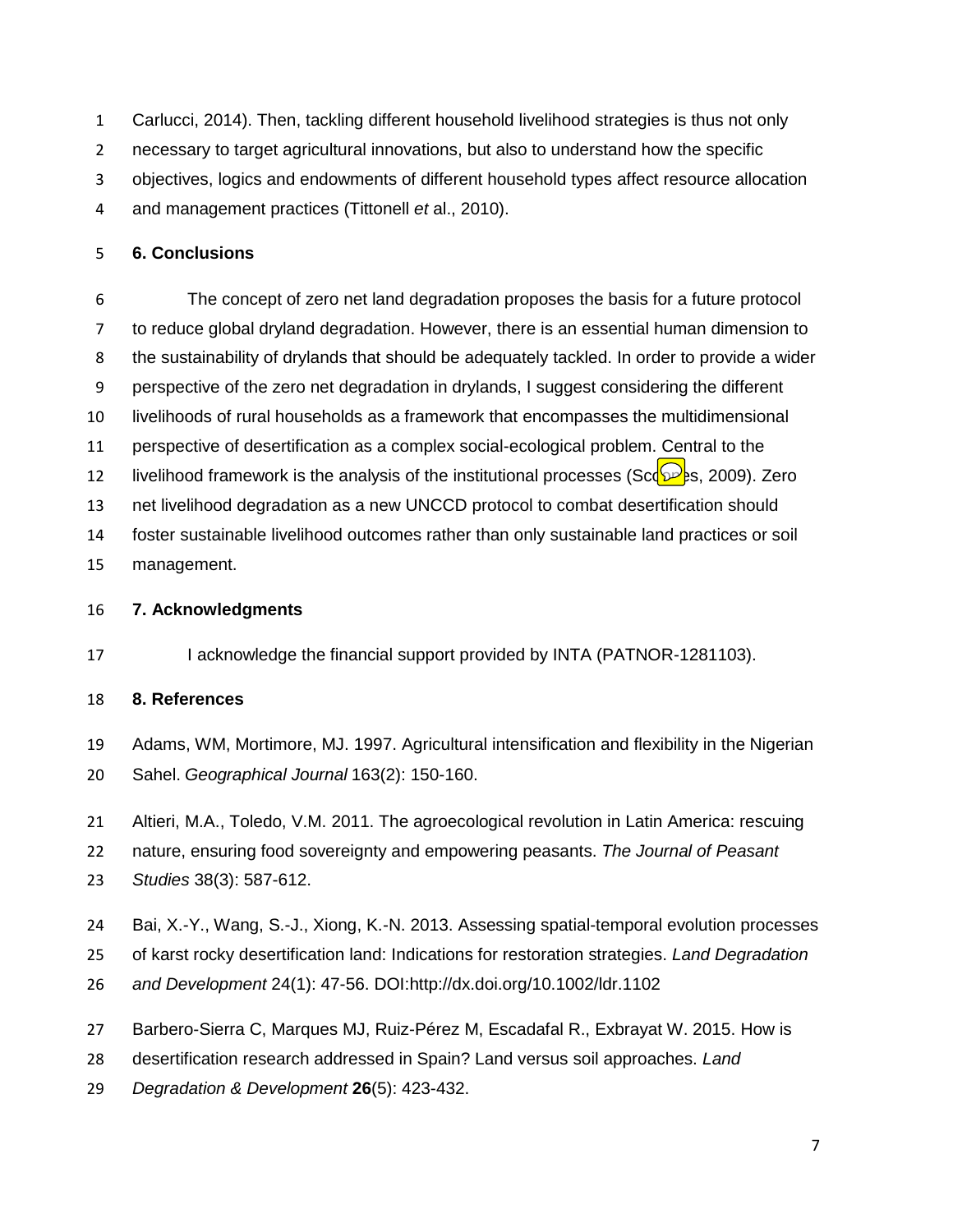Carlucci, 2014). Then, tackling different household livelihood strategies is thus not only necessary to target agricultural innovations, but also to understand how the specific objectives, logics and endowments of different household types affect resource allocation and management practices (Tittonell *et* al., 2010).

## 6. Conclusions

The concept of zero net land degradation proposes the basis for a future protocol to reduce global dryland degradation. However, there is an essential human dimension to the sustainability of drylands that should be adequately tackled. In order to provide a wider perspective of the zero net degradation in drylands, I suggest considering the different livelihoods of rural households as a framework that encompasses the multidimensional perspective of desertification as a complex social-ecological problem. Central to the livelihood framework is the analysis of the institutional processes (Scoones, 2009). Zero net livelihood degradation as a new UNCCD protocol to combat desertification should foster sustainable livelihood outcomes rather than only sustainable land practices or soil management.

## 7. Acknowledgments

I acknowledge the financial support provided by INTA (PATNOR-1281103).

## 8. References

Adams, WM, Mortimore, MJ. 1997. Agricultural intensification and flexibility in the Nigerian Sahel. *Geographical Journal* 163(2): 150-160.

Altieri, M.A., Toledo, V.M. 2011. The agroecological revolution in Latin America: rescuing nature, ensuring food sovereignty and empowering peasants. *The Journal of Peasant Studies* 38(3): 587-612.

Bai, X.-Y., Wang, S.-J., Xiong, K.-N. 2013. Assessing spatial-temporal evolution processes of karst rocky desertification land: Indications for restoration strategies. *Land Degradation and Development* 24(1): 47-56. DOI:http://dx.doi.org/10.1002/ldr.1102

Barbero-Sierra C, Marques MJ, Ruiz-Pérez M, Escadafal R., Exbrayat W. 2015. How is desertification research addressed in Spain? Land versus soil approaches. *Land Degradation & Development* **26**(5): 423-432.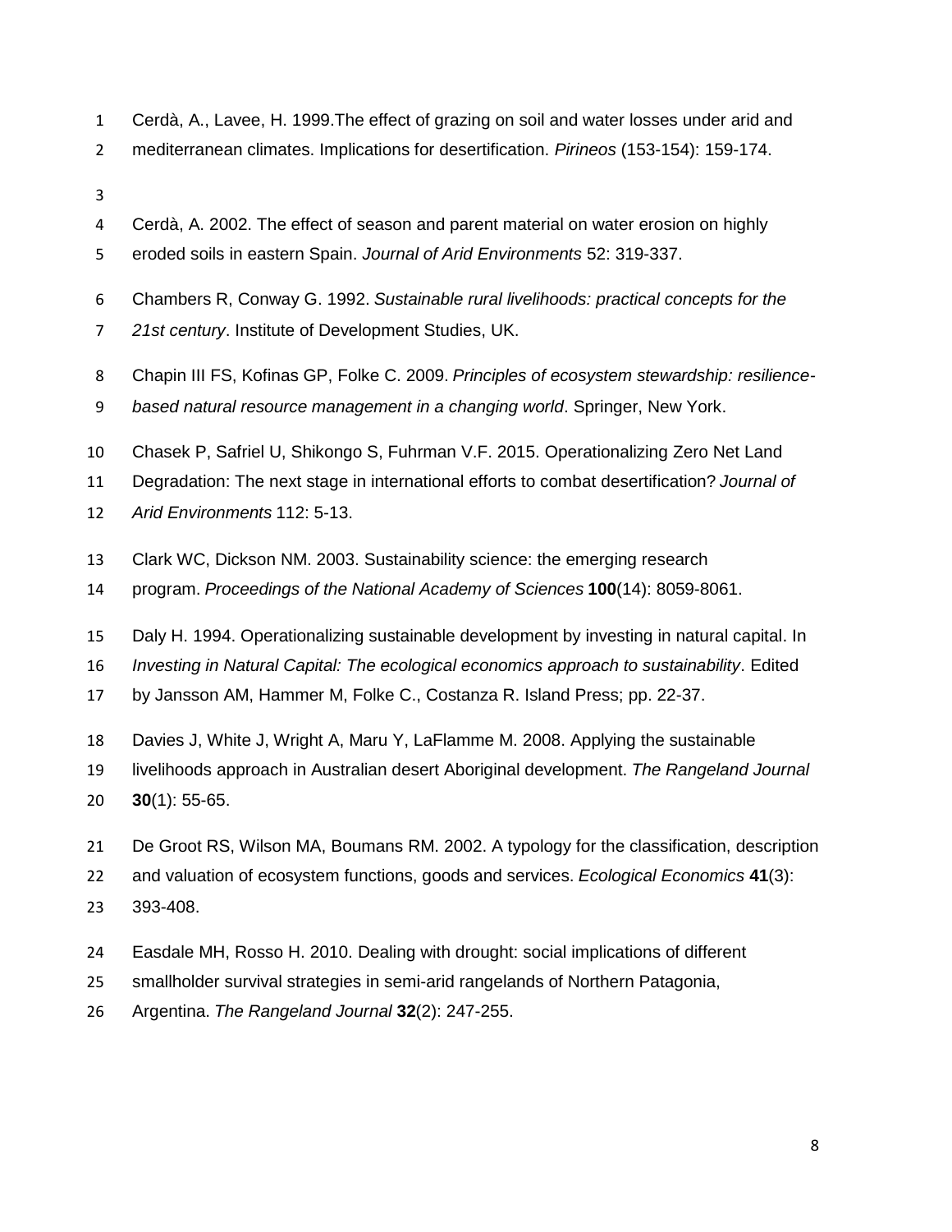Cerdà, A., Lavee, H. 1999.The effect of grazing on soil and water losses under arid and mediterranean climates. Implications for desertification. *Pirineos* (153-154): 159-174.

Cerdà, A. 2002. The effect of season and parent material on water erosion on highly eroded soils in eastern Spain. *Journal of Arid Environments* 52: 319-337.

Chambers R, Conway G. 1992. *Sustainable rural livelihoods: practical concepts for the 21st century*. Institute of Development Studies, UK.

Chapin III FS, Kofinas GP, Folke C. 2009. *Principles of ecosystem stewardship: resilience-based natural resource management in a changing world*. Springer, New York.

Chasek P, Safriel U, Shikongo S, Fuhrman V.F. 2015. Operationalizing Zero Net Land Degradation: The next stage in international efforts to combat desertification? *Journal of Arid Environments* 112: 5-13.

Clark WC, Dickson NM. 2003. Sustainability science: the emerging research program. *Proceedings of the National Academy of Sciences* **100**(14): 8059-8061.

Daly H. 1994. Operationalizing sustainable development by investing in natural capital. In *Investing in Natural Capital: The ecological economics approach to sustainability*. Edited by Jansson AM, Hammer M, Folke C., Costanza R. Island Press; pp. 22-37.

Davies J, White J, Wright A, Maru Y, LaFlamme M. 2008. Applying the sustainable livelihoods approach in Australian desert Aboriginal development. *The Rangeland Journal* **30**(1): 55-65.

De Groot RS, Wilson MA, Boumans RM. 2002. A typology for the classification, description and valuation of ecosystem functions, goods and services. *Ecological Economics* **41**(3): 393-408.

Easdale MH, Rosso H. 2010. Dealing with drought: social implications of different smallholder survival strategies in semi-arid rangelands of Northern Patagonia, Argentina. *The Rangeland Journal* **32**(2): 247-255.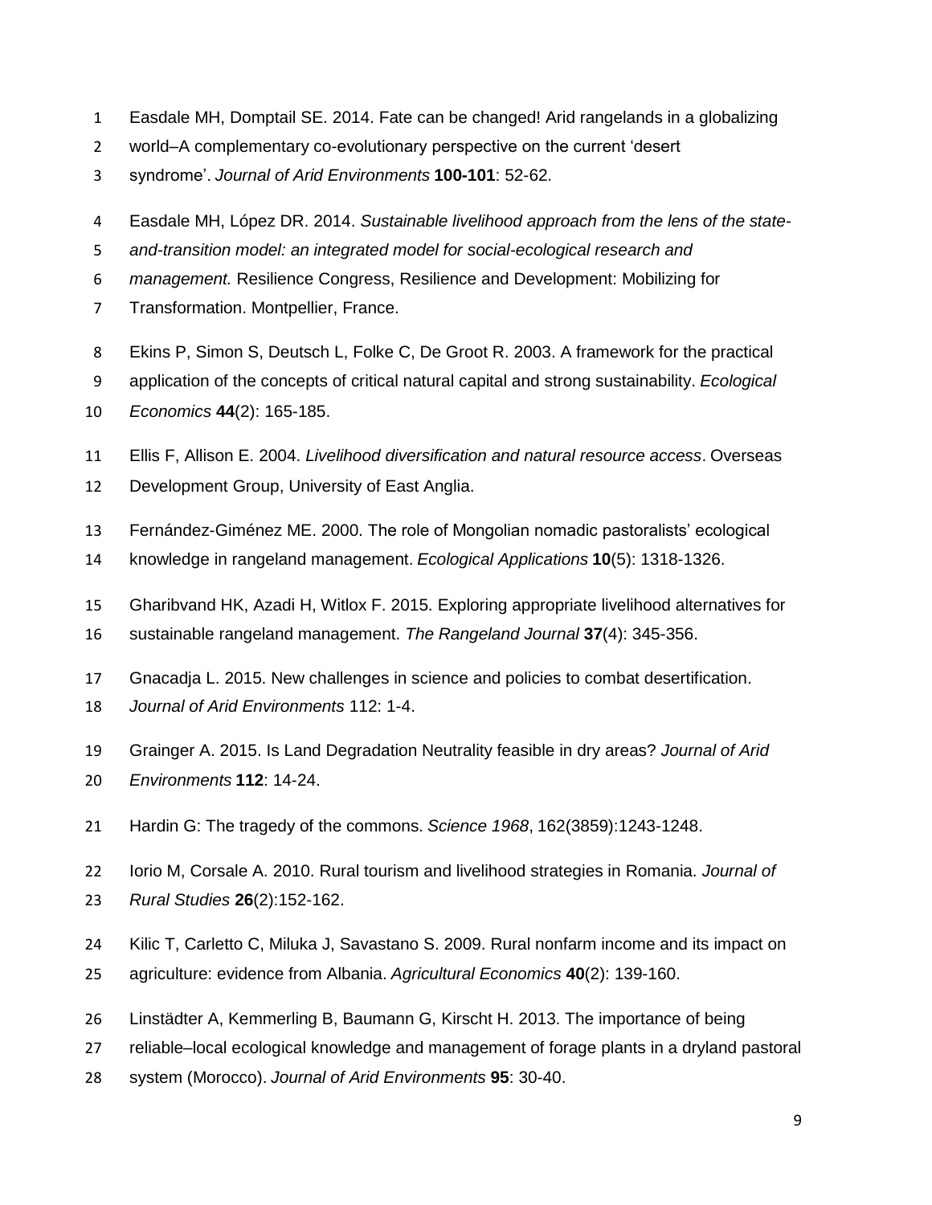Easdale MH, Domptail SE. 2014. Fate can be changed! Arid rangelands in a globalizing world–A complementary co-evolutionary perspective on the current 'desert syndrome'. *Journal of Arid Environments* **100-101**: 52-62.

Easdale MH, López DR. 2014. *Sustainable livelihood approach from the lens of the state-and-transition model: an integrated model for social-ecological research and management.* Resilience Congress, Resilience and Development: Mobilizing for Transformation. Montpellier, France.

Ekins P, Simon S, Deutsch L, Folke C, De Groot R. 2003. A framework for the practical application of the concepts of critical natural capital and strong sustainability. *Ecological Economics* **44**(2): 165-185.

Ellis F, Allison E. 2004. *Livelihood diversification and natural resource access*. Overseas Development Group, University of East Anglia.

Fernández-Giménez ME. 2000. The role of Mongolian nomadic pastoralists' ecological knowledge in rangeland management. *Ecological Applications* **10**(5): 1318-1326.

Gharibvand HK, Azadi H, Witlox F. 2015. Exploring appropriate livelihood alternatives for sustainable rangeland management. *The Rangeland Journal* **37**(4): 345-356.

Gnacadja L. 2015. New challenges in science and policies to combat desertification. *Journal of Arid Environments* 112: 1-4.

Grainger A. 2015. Is Land Degradation Neutrality feasible in dry areas? *Journal of Arid Environments* **112**: 14-24.

Hardin G: The tragedy of the commons. *Science 1968*, 162(3859):1243-1248.

Iorio M, Corsale A. 2010. Rural tourism and livelihood strategies in Romania. *Journal of Rural Studies* **26**(2):152-162.

Kilic T, Carletto C, Miluka J, Savastano S. 2009. Rural nonfarm income and its impact on agriculture: evidence from Albania. *Agricultural Economics* **40**(2): 139-160.

Linstädter A, Kemmerling B, Baumann G, Kirscht H. 2013. The importance of being reliable–local ecological knowledge and management of forage plants in a dryland pastoral system (Morocco). *Journal of Arid Environments* **95**: 30-40.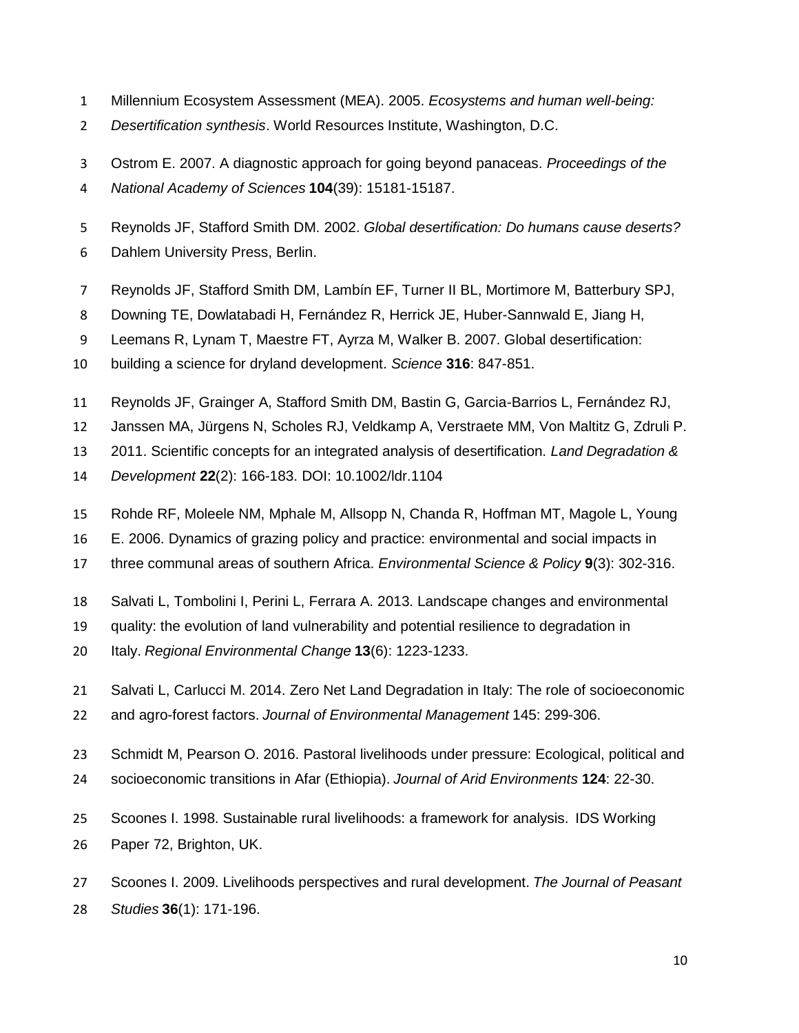Millennium Ecosystem Assessment (MEA). 2005. *Ecosystems and human well-being: Desertification synthesis*. World Resources Institute, Washington, D.C.

Ostrom E. 2007. A diagnostic approach for going beyond panaceas. *Proceedings of the National Academy of Sciences* **104**(39): 15181-15187.

Reynolds JF, Stafford Smith DM. 2002. *Global desertification: Do humans cause deserts?* Dahlem University Press, Berlin.

Reynolds JF, Stafford Smith DM, Lambín EF, Turner II BL, Mortimore M, Batterbury SPJ, Downing TE, Dowlatabadi H, Fernández R, Herrick JE, Huber-Sannwald E, Jiang H, Leemans R, Lynam T, Maestre FT, Ayrza M, Walker B. 2007. Global desertification: building a science for dryland development. *Science* **316**: 847-851.

Reynolds JF, Grainger A, Stafford Smith DM, Bastin G, Garcia-Barrios L, Fernández RJ, Janssen MA, Jürgens N, Scholes RJ, Veldkamp A, Verstraete MM, Von Maltitz G, Zdruli P. 2011. Scientific concepts for an integrated analysis of desertification. *Land Degradation & Development* **22**(2): 166-183. DOI: 10.1002/ldr.1104

Rohde RF, Moleele NM, Mphale M, Allsopp N, Chanda R, Hoffman MT, Magole L, Young E. 2006. Dynamics of grazing policy and practice: environmental and social impacts in three communal areas of southern Africa. *Environmental Science & Policy* **9**(3): 302-316.

Salvati L, Tombolini I, Perini L, Ferrara A. 2013. Landscape changes and environmental quality: the evolution of land vulnerability and potential resilience to degradation in Italy. *Regional Environmental Change* **13**(6): 1223-1233.

Salvati L, Carlucci M. 2014. Zero Net Land Degradation in Italy: The role of socioeconomic and agro-forest factors. *Journal of Environmental Management* 145: 299-306.

Schmidt M, Pearson O. 2016. Pastoral livelihoods under pressure: Ecological, political and socioeconomic transitions in Afar (Ethiopia). *Journal of Arid Environments* **124**: 22-30.

Scoones I. 1998. Sustainable rural livelihoods: a framework for analysis. IDS Working Paper 72, Brighton, UK.

Scoones I. 2009. Livelihoods perspectives and rural development. *The Journal of Peasant Studies* **36**(1): 171-196.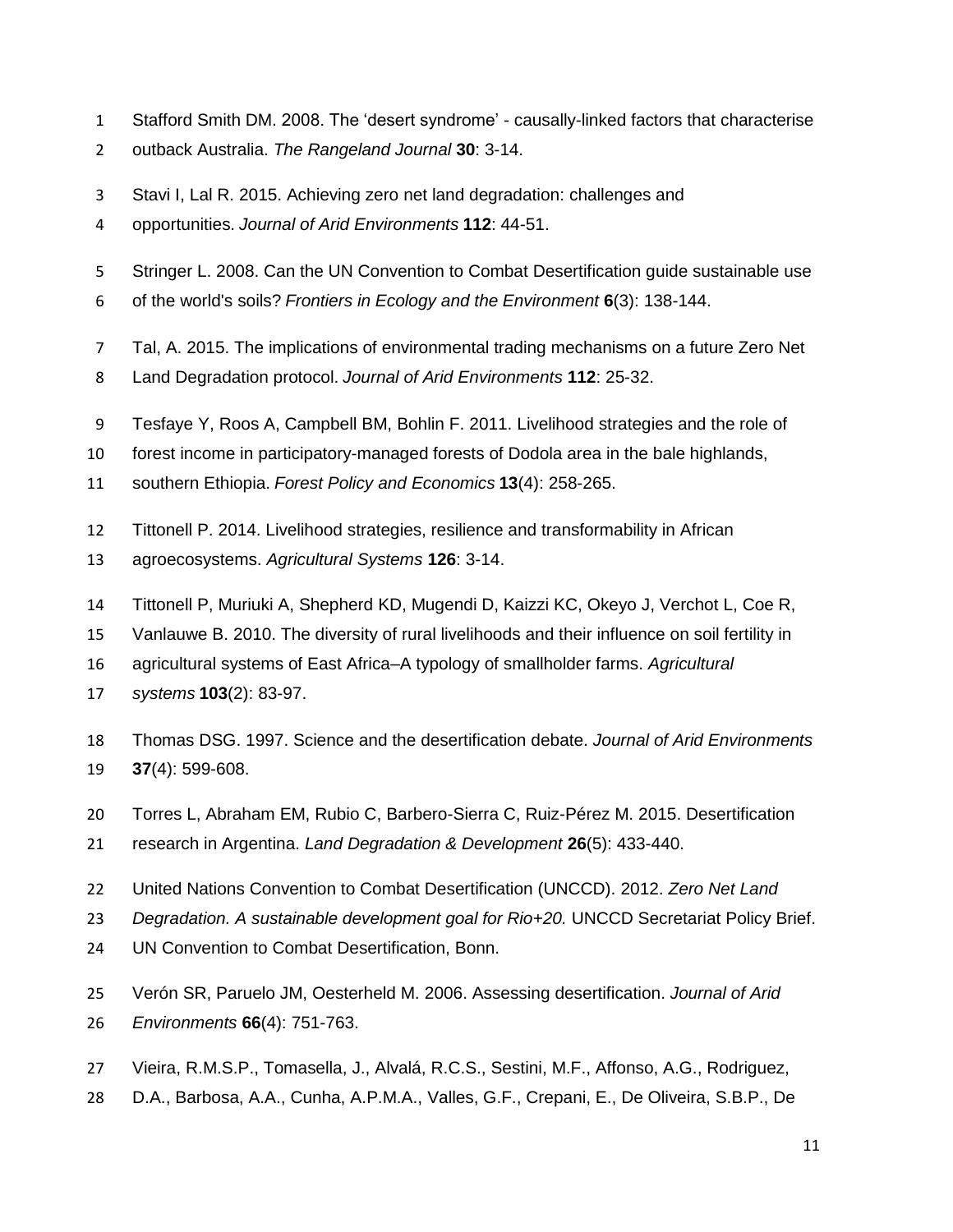Stafford Smith DM. 2008. The 'desert syndrome' - causally-linked factors that characterise outback Australia. *The Rangeland Journal* **30**: 3-14.

Stavi I, Lal R. 2015. Achieving zero net land degradation: challenges and opportunities. *Journal of Arid Environments* **112**: 44-51.

Stringer L. 2008. Can the UN Convention to Combat Desertification guide sustainable use of the world's soils? *Frontiers in Ecology and the Environment* **6**(3): 138-144.

Tal, A. 2015. The implications of environmental trading mechanisms on a future Zero Net Land Degradation protocol. *Journal of Arid Environments* **112**: 25-32.

Tesfaye Y, Roos A, Campbell BM, Bohlin F. 2011. Livelihood strategies and the role of forest income in participatory-managed forests of Dodola area in the bale highlands, southern Ethiopia. *Forest Policy and Economics* **13**(4): 258-265.

Tittonell P. 2014. Livelihood strategies, resilience and transformability in African agroecosystems. *Agricultural Systems* **126**: 3-14.

Tittonell P, Muriuki A, Shepherd KD, Mugendi D, Kaizzi KC, Okeyo J, Verchot L, Coe R, Vanlauwe B. 2010. The diversity of rural livelihoods and their influence on soil fertility in agricultural systems of East Africa–A typology of smallholder farms. *Agricultural systems* **103**(2): 83-97.

Thomas DSG. 1997. Science and the desertification debate. *Journal of Arid Environments* **37**(4): 599-608.

Torres L, Abraham EM, Rubio C, Barbero-Sierra C, Ruiz-Pérez M. 2015. Desertification research in Argentina. *Land Degradation & Development* **26**(5): 433-440.

United Nations Convention to Combat Desertification (UNCCD). 2012. *Zero Net Land Degradation. A sustainable development goal for Rio+20.* UNCCD Secretariat Policy Brief. UN Convention to Combat Desertification, Bonn.

Verón SR, Paruelo JM, Oesterheld M. 2006. Assessing desertification. *Journal of Arid Environments* **66**(4): 751-763.

Vieira, R.M.S.P., Tomasella, J., Alvalá, R.C.S., Sestini, M.F., Affonso, A.G., Rodriguez, D.A., Barbosa, A.A., Cunha, A.P.M.A., Valles, G.F., Crepani, E., De Oliveira, S.B.P., De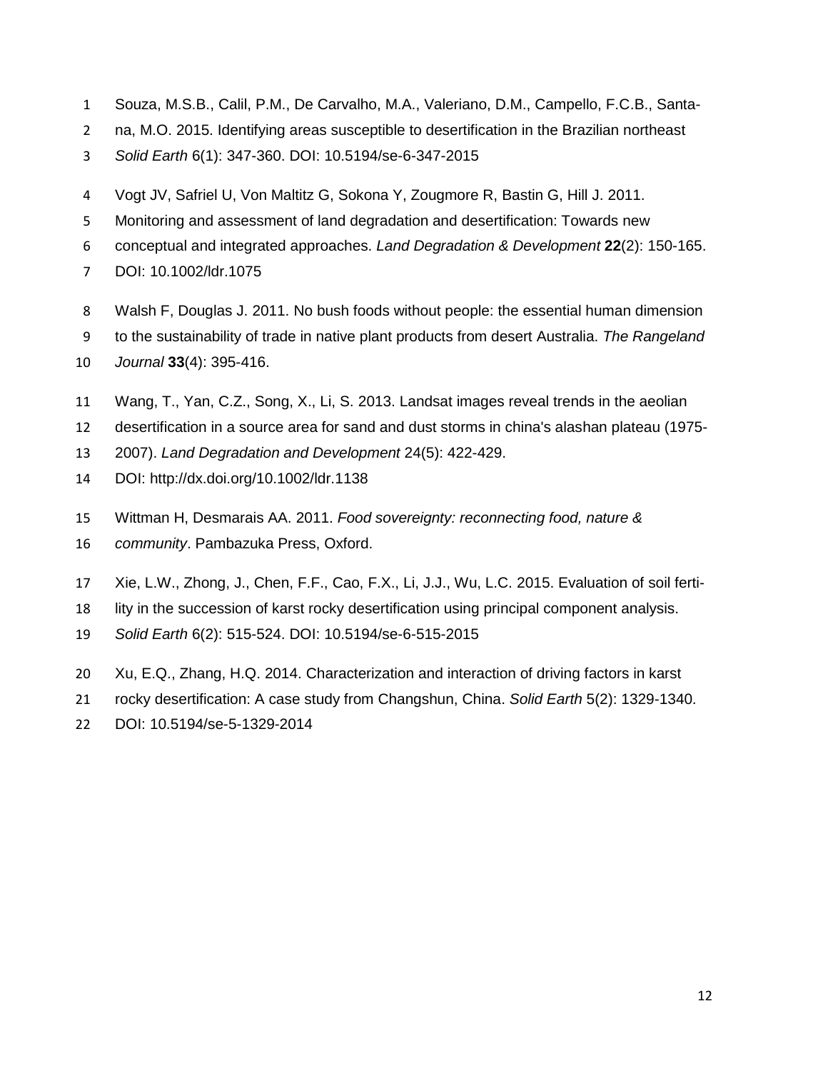Souza, M.S.B., Calil, P.M., De Carvalho, M.A., Valeriano, D.M., Campello, F.C.B., Santana, M.O. 2015. Identifying areas susceptible to desertification in the Brazilian northeast *Solid Earth* 6(1): 347-360. DOI: 10.5194/se-6-347-2015

Vogt JV, Safriel U, Von Maltitz G, Sokona Y, Zougmore R, Bastin G, Hill J. 2011. Monitoring and assessment of land degradation and desertification: Towards new conceptual and integrated approaches. *Land Degradation & Development* **22**(2): 150-165. DOI: 10.1002/ldr.1075

Walsh F, Douglas J. 2011. No bush foods without people: the essential human dimension to the sustainability of trade in native plant products from desert Australia. *The Rangeland Journal* **33**(4): 395-416.

Wang, T., Yan, C.Z., Song, X., Li, S. 2013. Landsat images reveal trends in the aeolian desertification in a source area for sand and dust storms in china's alashan plateau (1975-2007). *Land Degradation and Development* 24(5): 422-429. DOI: http://dx.doi.org/10.1002/ldr.1138

Wittman H, Desmarais AA. 2011. *Food sovereignty: reconnecting food, nature & community*. Pambazuka Press, Oxford.

Xie, L.W., Zhong, J., Chen, F.F., Cao, F.X., Li, J.J., Wu, L.C. 2015. Evaluation of soil fertility in the succession of karst rocky desertification using principal component analysis. *Solid Earth* 6(2): 515-524. DOI: 10.5194/se-6-515-2015

Xu, E.Q., Zhang, H.Q. 2014. Characterization and interaction of driving factors in karst rocky desertification: A case study from Changshun, China. *Solid Earth* 5(2): 1329-1340. DOI: 10.5194/se-5-1329-2014